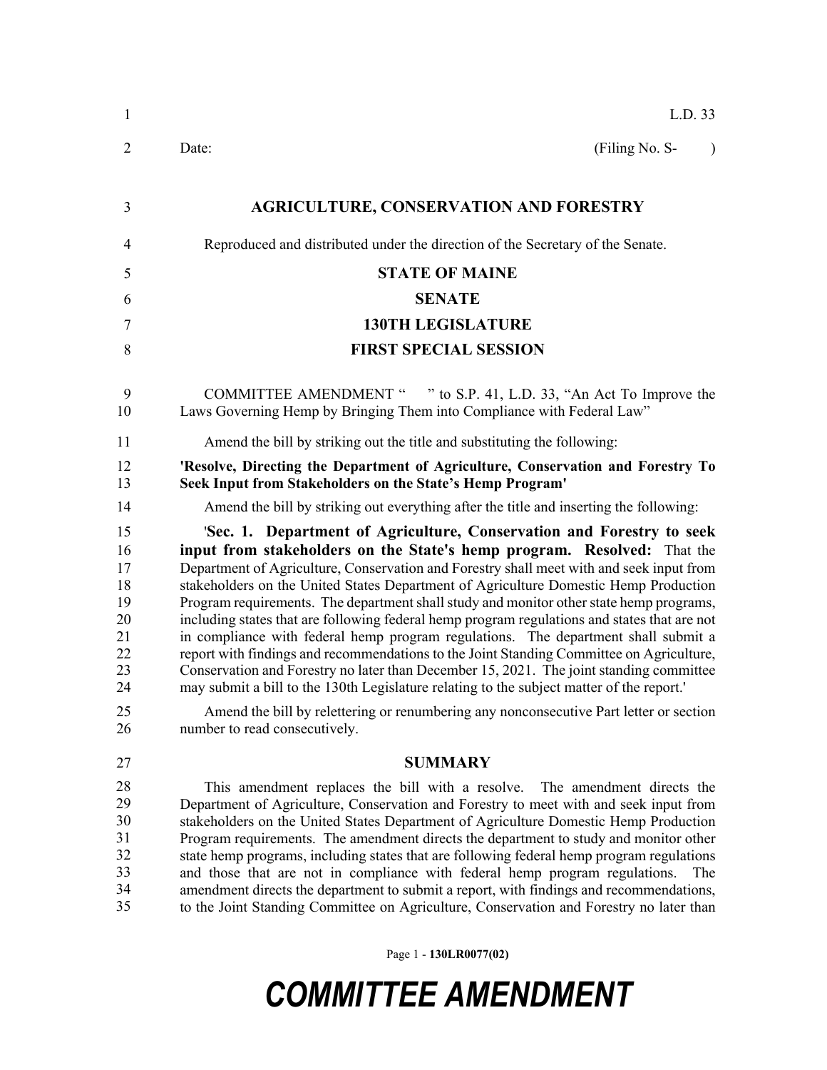L.D. 33

Date: (Filing No. S- )

**AGRICULTURE, CONSERVATION AND FORESTRY**

Reproduced and distributed under the direction of the Secretary of the Senate.

**STATE OF MAINE**

**SENATE**

**130TH LEGISLATURE**

**FIRST SPECIAL SESSION**

COMMITTEE AMENDMENT " " to S.P. 41, L.D. 33, "An Act To Improve the Laws Governing Hemp by Bringing Them into Compliance with Federal Law"

Amend the bill by striking out the title and substituting the following:

**'Resolve, Directing the Department of Agriculture, Conservation and Forestry To Seek Input from Stakeholders on the State's Hemp Program'**

Amend the bill by striking out everything after the title and inserting the following:

'**Sec. 1. Department of Agriculture, Conservation and Forestry to seek input from stakeholders on the State's hemp program. Resolved:** That the Department of Agriculture, Conservation and Forestry shall meet with and seek input from stakeholders on the United States Department of Agriculture Domestic Hemp Production Program requirements. The department shall study and monitor other state hemp programs, including states that are following federal hemp program regulations and states that are not in compliance with federal hemp program regulations. The department shall submit a report with findings and recommendations to the Joint Standing Committee on Agriculture, Conservation and Forestry no later than December 15, 2021. The joint standing committee may submit a bill to the 130th Legislature relating to the subject matter of the report.'

Amend the bill by relettering or renumbering any nonconsecutive Part letter or section number to read consecutively.

**SUMMARY**

This amendment replaces the bill with a resolve. The amendment directs the Department of Agriculture, Conservation and Forestry to meet with and seek input from stakeholders on the United States Department of Agriculture Domestic Hemp Production Program requirements. The amendment directs the department to study and monitor other state hemp programs, including states that are following federal hemp program regulations and those that are not in compliance with federal hemp program regulations. The amendment directs the department to submit a report, with findings and recommendations, to the Joint Standing Committee on Agriculture, Conservation and Forestry no later than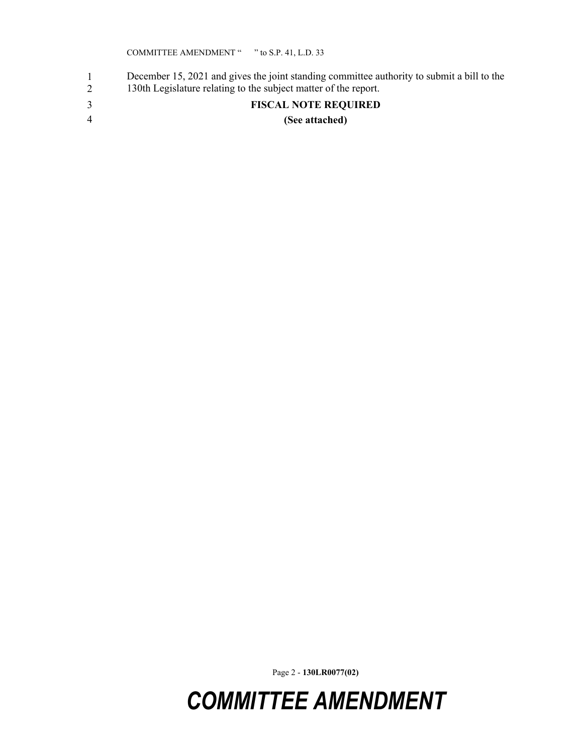December 15, 2021 and gives the joint standing committee authority to submit a bill to the 130th Legislature relating to the subject matter of the report.

**FISCAL NOTE REQUIRED**

**(See attached)**